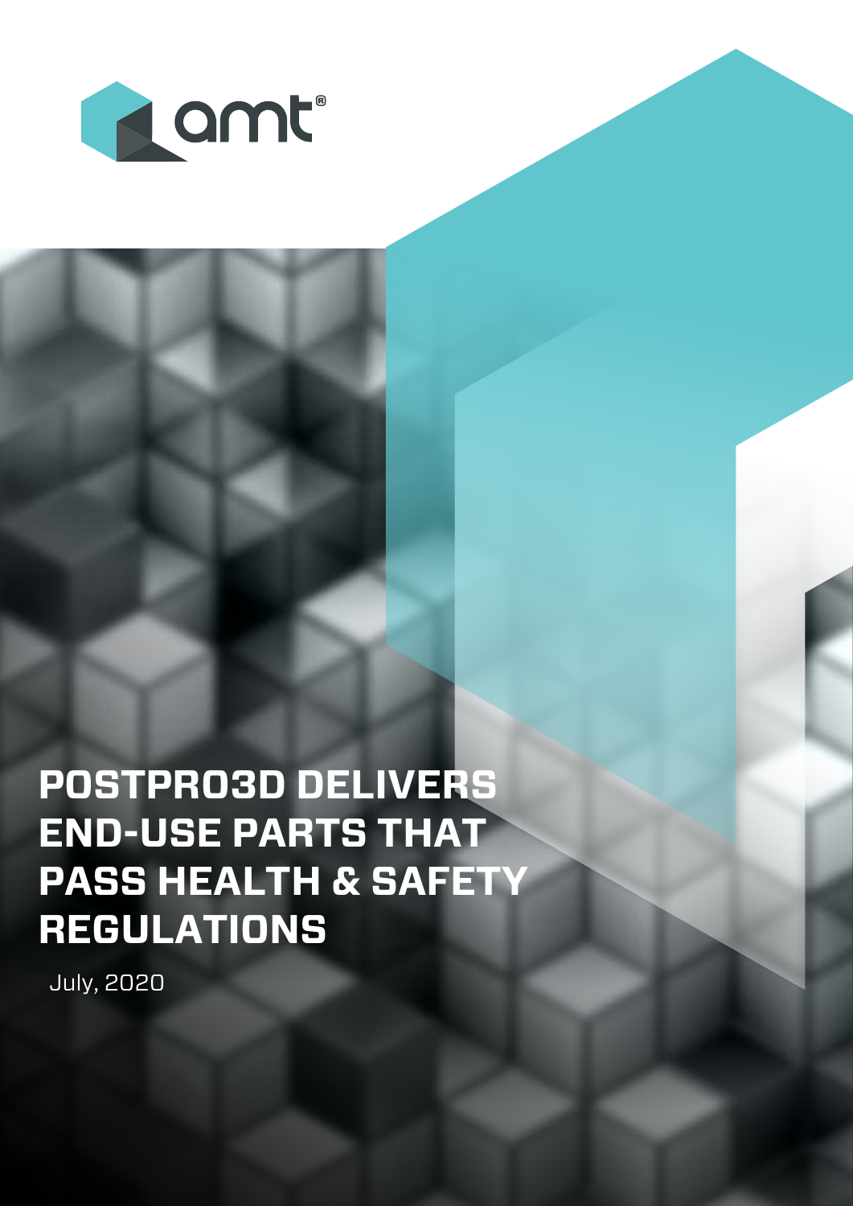amt®

# POSTPRO3D DELIVERS END-USE PARTS THAT PASS HEALTH & SAFETY REGULATIONS

July, 2020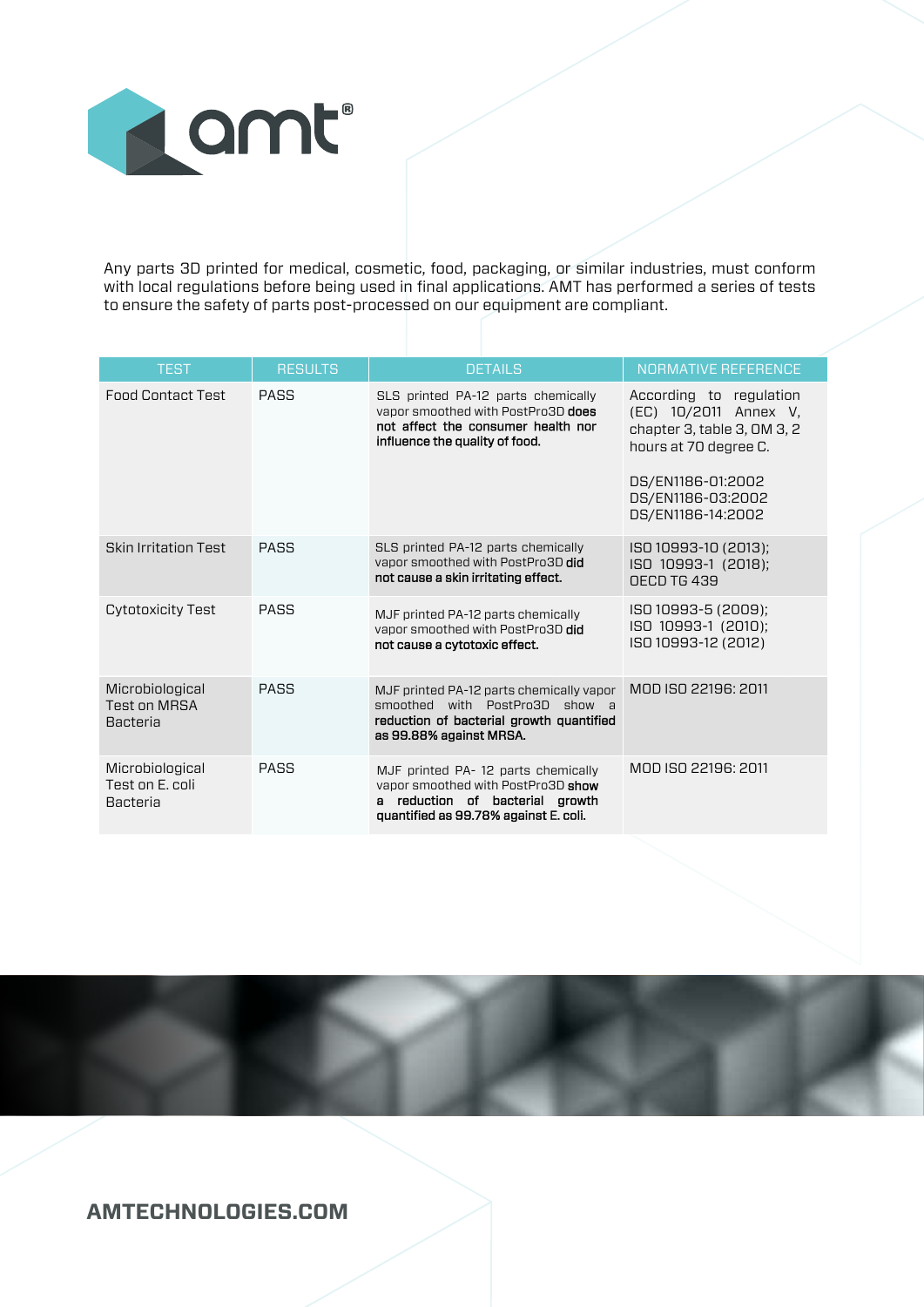Any parts 3D printed for medical, cosmetic, food, packaging, or similar industries, must conform with local regulations before being used in final applications. AMT has performed a series of tests to ensure the safety of parts post-processed on our equipment are compliant.

| TEST | RESULTS | DETAILS | NORMATIVE REFERENCE |
|---|---|---|---|
| Food Contact Test | PASS | SLS printed PA-12 parts chemically vapor smoothed with PostPro3D **does not affect the consumer health nor influence the quality of food.** | According to regulation (EC) 10/2011 Annex V, chapter 3, table 3, OM 3, 2 hours at 70 degree C.<br><br>DS/EN1186-01:2002<br>DS/EN1186-03:2002<br>DS/EN1186-14:2002 |
| Skin Irritation Test | PASS | SLS printed PA-12 parts chemically vapor smoothed with PostPro3D **did not cause a skin irritating effect.** | ISO 10993-10 (2013);<br>ISO 10993-1 (2018);<br>OECD TG 439 |
| Cytotoxicity Test | PASS | MJF printed PA-12 parts chemically vapor smoothed with PostPro3D **did not cause a cytotoxic effect.** | ISO 10993-5 (2009);<br>ISO 10993-1 (2010);<br>ISO 10993-12 (2012) |
| Microbiological Test on MRSA Bacteria | PASS | MJF printed PA-12 parts chemically vapor smoothed with PostPro3D show a **reduction of bacterial growth quantified as 99.88% against MRSA.** | MOD ISO 22196: 2011 |
| Microbiological Test on E. coli Bacteria | PASS | MJF printed PA- 12 parts chemically vapor smoothed with PostPro3D **show a reduction of bacterial growth quantified as 99.78% against E. coli.** | MOD ISO 22196: 2011 |

**AMTECHNOLOGIES.COM**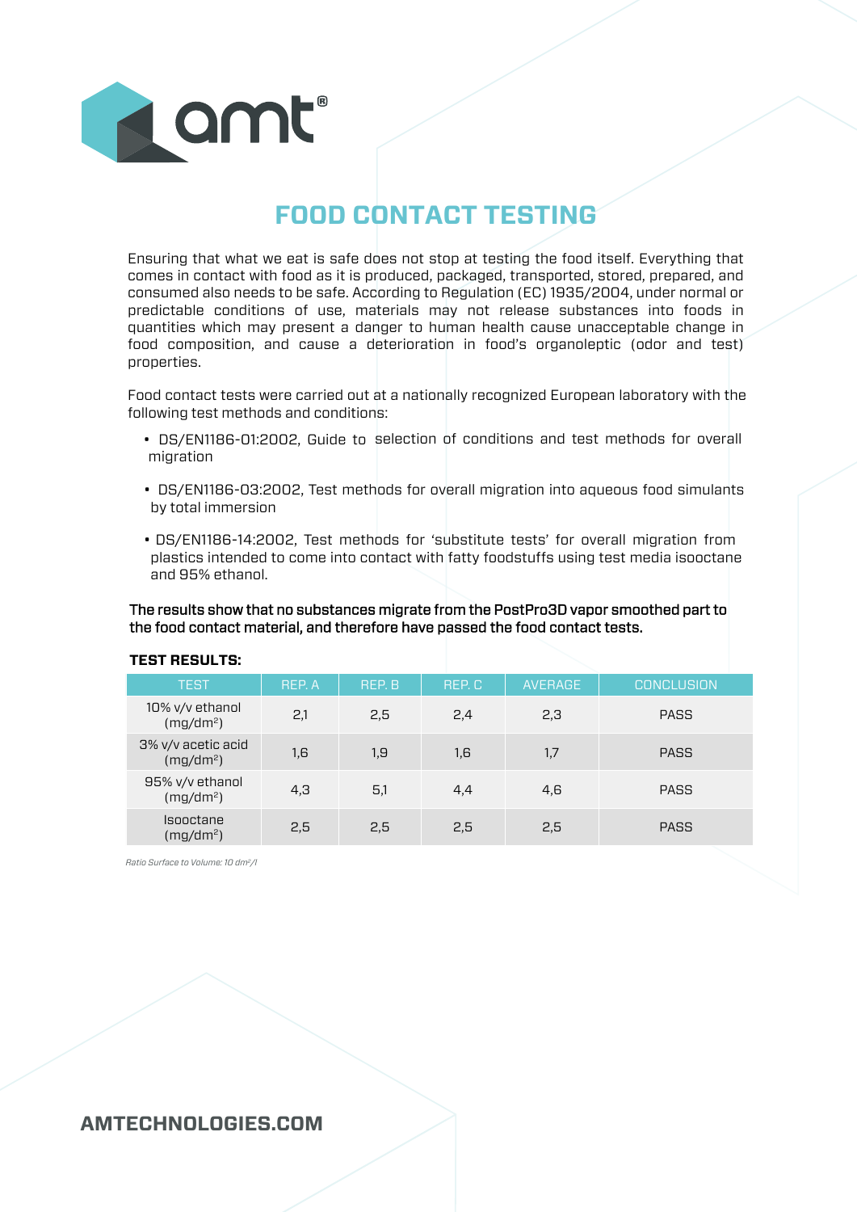# FOOD CONTACT TESTING

Ensuring that what we eat is safe does not stop at testing the food itself. Everything that comes in contact with food as it is produced, packaged, transported, stored, prepared, and consumed also needs to be safe. According to Regulation (EC) 1935/2004, under normal or predictable conditions of use, materials may not release substances into foods in quantities which may present a danger to human health cause unacceptable change in food composition, and cause a deterioration in food's organoleptic (odor and test) properties.

Food contact tests were carried out at a nationally recognized European laboratory with the following test methods and conditions:

- DS/EN1186-01:2002, Guide to selection of conditions and test methods for overall migration
- DS/EN1186-03:2002, Test methods for overall migration into aqueous food simulants by total immersion
- DS/EN1186-14:2002, Test methods for 'substitute tests' for overall migration from plastics intended to come into contact with fatty foodstuffs using test media isooctane and 95% ethanol.

**The results show that no substances migrate from the PostPro3D vapor smoothed part to the food contact material, and therefore have passed the food contact tests.**

**TEST RESULTS:**

| TEST | REP. A | REP. B | REP. C | AVERAGE | CONCLUSION |
|---|---|---|---|---|---|
| 10% v/v ethanol (mg/dm²) | 2,1 | 2,5 | 2,4 | 2,3 | PASS |
| 3% v/v acetic acid (mg/dm²) | 1,6 | 1,9 | 1,6 | 1,7 | PASS |
| 95% v/v ethanol (mg/dm²) | 4,3 | 5,1 | 4,4 | 4,6 | PASS |
| Isooctane (mg/dm²) | 2,5 | 2,5 | 2,5 | 2,5 | PASS |

*Ratio Surface to Volume: 10 dm²/l*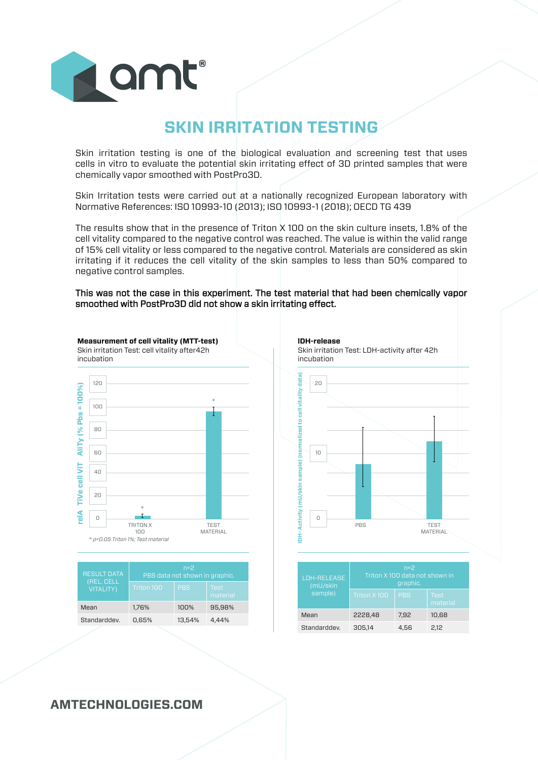# SKIN IRRITATION TESTING

Skin irritation testing is one of the biological evaluation and screening test that uses cells in vitro to evaluate the potential skin irritating effect of 3D printed samples that were chemically vapor smoothed with PostPro3D.

Skin Irritation tests were carried out at a nationally recognized European laboratory with Normative References: ISO 10993-10 (2013); ISO 10993-1 (2018); OECD TG 439

The results show that in the presence of Triton X 100 on the skin culture insets, 1.8% of the cell vitality compared to the negative control was reached. The value is within the valid range of 15% cell vitality or less compared to the negative control. Materials are considered as skin irritating if it reduces the cell vitality of the skin samples to less than 50% compared to negative control samples.

**This was not the case in this experiment. The test material that had been chemically vapor smoothed with PostPro3D did not show a skin irritating effect.**

**Measurement of cell vitality (MTT-test)**
Skin irritation Test: cell vitality after42h incubation

Y-axis: relA TiVe cell ViT AliTy (% Pbs = 100%)

| | TRITON X 100 | TEST MATERIAL |
|---|---|---|
| relative cell vitality (%) | ~1.76 | ~95.98 |

* p<0.05 Triton 1%; Test material

| RESULT DATA (REL. CELL VITALITY) | n=2 PBS data not shown in graphic. | | |
|---|---|---|---|
| | Triton 100 | PBS | Test material |
| Mean | 1,76% | 100% | 95,98% |
| Standarddev. | 0,65% | 13,54% | 4,44% |

**IDH-release**
Skin irritation Test: LDH-activity after 42h incubation

Y-axis: IDH- Activity (mU/skin sample) (normalized to cell vitality data)

| | PBS | TEST MATERIAL |
|---|---|---|
| LDH-activity (mU/skin sample) | ~7.92 | ~10.68 |

| LDH-RELEASE (mU/skin sample) | n=2 Triton X 100 data not shown in graphic. | | |
|---|---|---|---|
| | Triton X 100 | PBS | Test material |
| Mean | 2228,48 | 7,92 | 10,68 |
| Standarddev. | 305,14 | 4,56 | 2,12 |

AMTECHNOLOGIES.COM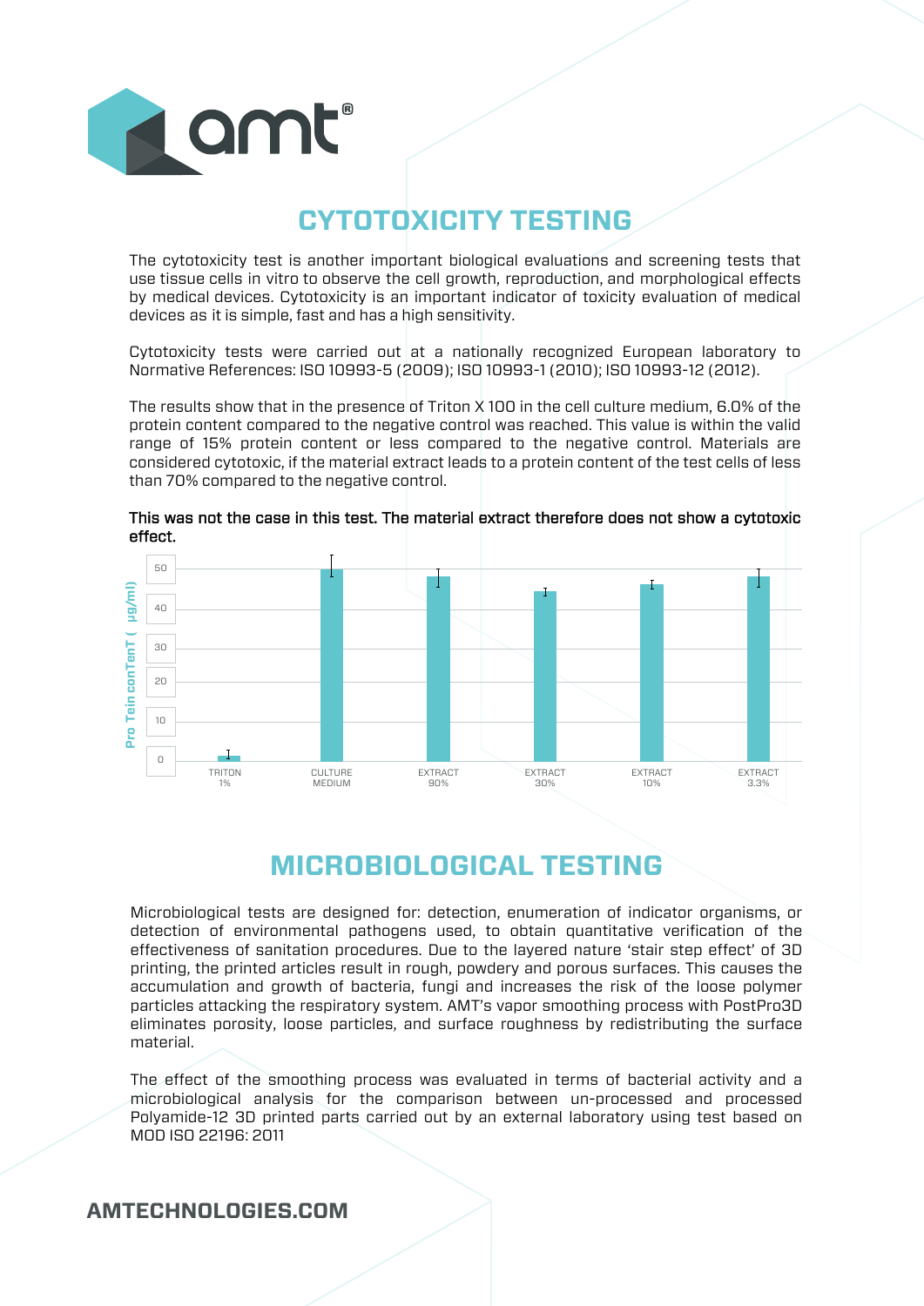# CYTOTOXICITY TESTING

The cytotoxicity test is another important biological evaluations and screening tests that use tissue cells in vitro to observe the cell growth, reproduction, and morphological effects by medical devices. Cytotoxicity is an important indicator of toxicity evaluation of medical devices as it is simple, fast and has a high sensitivity.

Cytotoxicity tests were carried out at a nationally recognized European laboratory to Normative References: ISO 10993-5 (2009); ISO 10993-1 (2010); ISO 10993-12 (2012).

The results show that in the presence of Triton X 100 in the cell culture medium, 6.0% of the protein content compared to the negative control was reached. This value is within the valid range of 15% protein content or less compared to the negative control. Materials are considered cytotoxic, if the material extract leads to a protein content of the test cells of less than 70% compared to the negative control.

**This was not the case in this test. The material extract therefore does not show a cytotoxic effect.**

Pro Tein conTenT ( µg/ml)

50
40
30
20
10
0

TRITON 1% | CULTURE MEDIUM | EXTRACT 90% | EXTRACT 30% | EXTRACT 10% | EXTRACT 3.3%

# MICROBIOLOGICAL TESTING

Microbiological tests are designed for: detection, enumeration of indicator organisms, or detection of environmental pathogens used, to obtain quantitative verification of the effectiveness of sanitation procedures. Due to the layered nature 'stair step effect' of 3D printing, the printed articles result in rough, powdery and porous surfaces. This causes the accumulation and growth of bacteria, fungi and increases the risk of the loose polymer particles attacking the respiratory system. AMT's vapor smoothing process with PostPro3D eliminates porosity, loose particles, and surface roughness by redistributing the surface material.

The effect of the smoothing process was evaluated in terms of bacterial activity and a microbiological analysis for the comparison between un-processed and processed Polyamide-12 3D printed parts carried out by an external laboratory using test based on MOD ISO 22196: 2011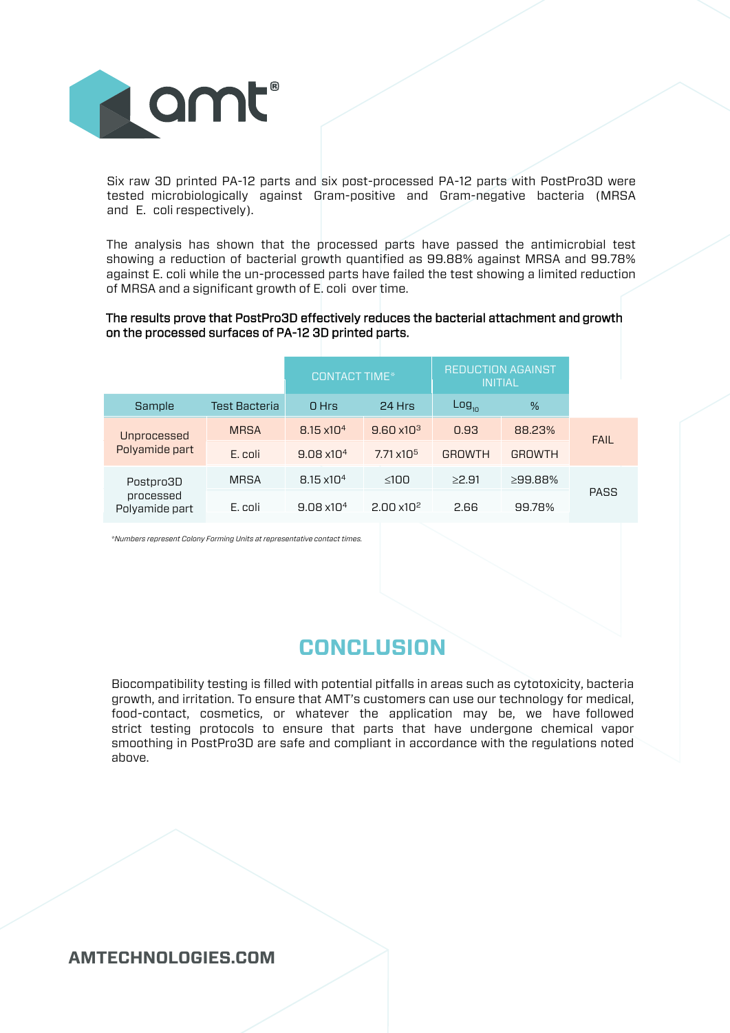Six raw 3D printed PA-12 parts and six post-processed PA-12 parts with PostPro3D were tested microbiologically against Gram-positive and Gram-negative bacteria (MRSA and E. coli respectively).

The analysis has shown that the processed parts have passed the antimicrobial test showing a reduction of bacterial growth quantified as 99.88% against MRSA and 99.78% against E. coli while the un-processed parts have failed the test showing a limited reduction of MRSA and a significant growth of E. coli over time.

**The results prove that PostPro3D effectively reduces the bacterial attachment and growth on the processed surfaces of PA-12 3D printed parts.**

| | | CONTACT TIME* | | REDUCTION AGAINST INITIAL | | |
|---|---|---|---|---|---|---|
| Sample | Test Bacteria | 0 Hrs | 24 Hrs | $Log_{10}$ | % | |
| Unprocessed Polyamide part | MRSA | $8.15 \times 10^4$ | $9.60 \times 10^3$ | 0.93 | 88.23% | FAIL |
| | E. coli | $9.08 \times 10^4$ | $7.71 \times 10^5$ | GROWTH | GROWTH | |
| Postpro3D processed Polyamide part | MRSA | $8.15 \times 10^4$ | $\leq 100$ | $\geq 2.91$ | $\geq 99.88\%$ | PASS |
| | E. coli | $9.08 \times 10^4$ | $2.00 \times 10^2$ | 2.66 | 99.78% | |

*\*Numbers represent Colony Forming Units at representative contact times.*

## CONCLUSION

Biocompatibility testing is filled with potential pitfalls in areas such as cytotoxicity, bacteria growth, and irritation. To ensure that AMT's customers can use our technology for medical, food-contact, cosmetics, or whatever the application may be, we have followed strict testing protocols to ensure that parts that have undergone chemical vapor smoothing in PostPro3D are safe and compliant in accordance with the regulations noted above.

**AMTECHNOLOGIES.COM**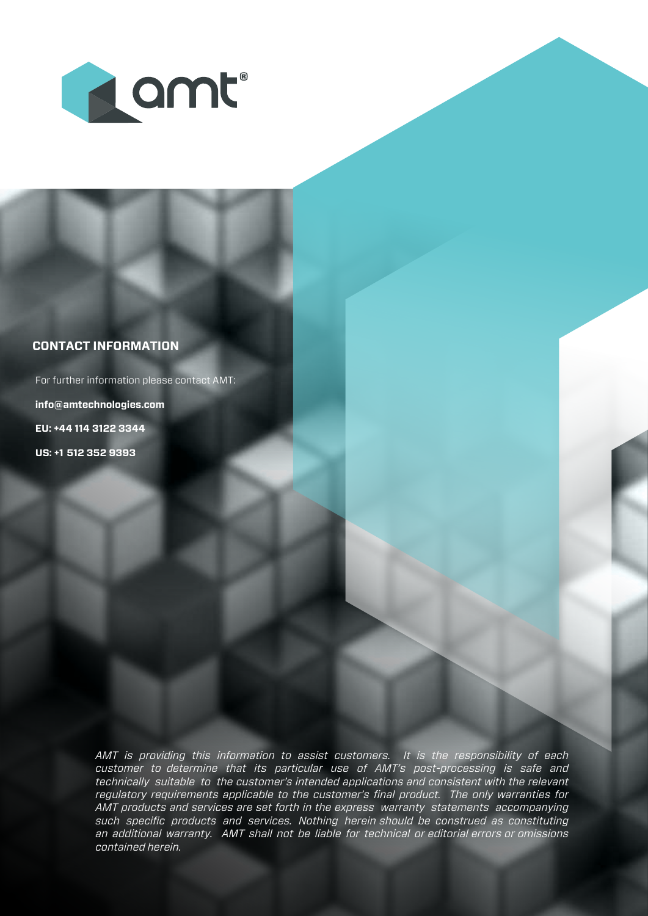amt®

## CONTACT INFORMATION

For further information please contact AMT:

**info@amtechnologies.com**

**EU: +44 114 3122 3344**

**US: +1 512 352 9393**

*AMT is providing this information to assist customers. It is the responsibility of each customer to determine that its particular use of AMT's post-processing is safe and technically suitable to the customer's intended applications and consistent with the relevant regulatory requirements applicable to the customer's final product. The only warranties for AMT products and services are set forth in the express warranty statements accompanying such specific products and services. Nothing herein should be construed as constituting an additional warranty. AMT shall not be liable for technical or editorial errors or omissions contained herein.*